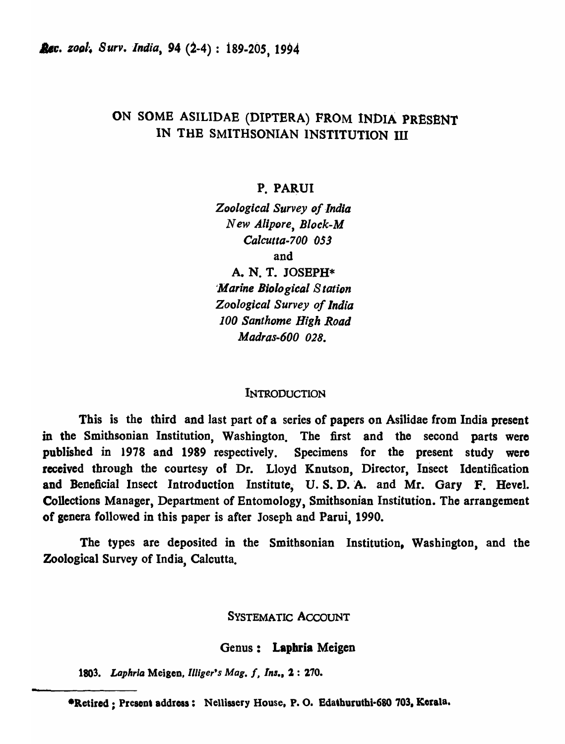# ON SOME ASILIDAE (DIPTERA) FROM INDIA PRESENT IN THE SMITHSONIAN INSTITUTION III

**P. PARUI**

*Zoological Survey of India*
*New Alipore, Block-M*
*Calcutta-700 053*

and

**A. N. T. JOSEPH***

*Marine Biological Station*
*Zoological Survey of India*
*100 Santhome High Road*
*Madras-600 028.*

## INTRODUCTION

This is the third and last part of a series of papers on Asilidae from India present in the Smithsonian Institution, Washington. The first and the second parts were published in 1978 and 1989 respectively. Specimens for the present study were received through the courtesy of Dr. Lloyd Knutson, Director, Insect Identification and Beneficial Insect Introduction Institute, U. S. D. A. and Mr. Gary F. Hevel. Collections Manager, Department of Entomology, Smithsonian Institution. The arrangement of genera followed in this paper is after Joseph and Parui, 1990.

The types are deposited in the Smithsonian Institution, Washington, and the Zoological Survey of India, Calcutta.

## SYSTEMATIC ACCOUNT

### Genus : **Laphria** Meigen

1803. *Laphria* Meigen, *Illiger's Mag. f, Ins.*, 2 : 270.

---

*Retired ; Present address : Nellissery House, P. O. Edathuruthi-680 703, Kerala.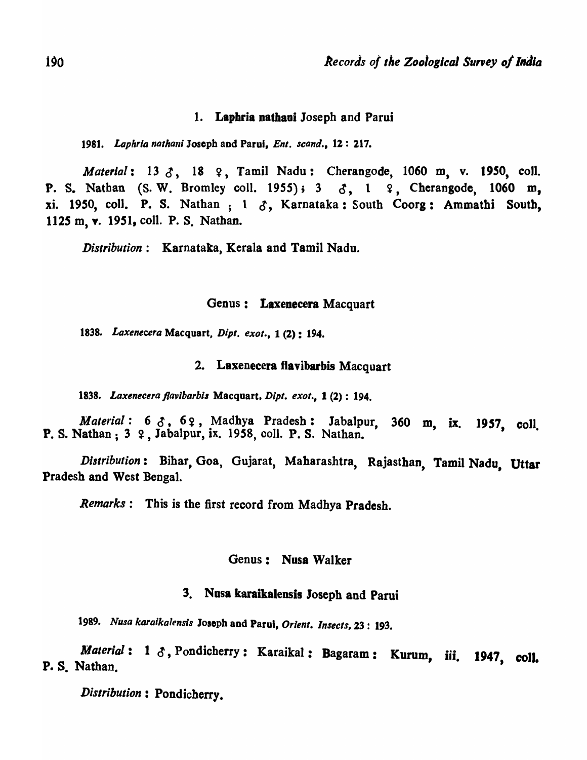### 1. **Laphria nathani** Joseph and Parui

1981. *Laphria nathani* Joseph and Parui, *Ent. scand.*, 12 : 217.

*Material*: 13 ♂, 18 ♀, Tamil Nadu: Cherangode, 1060 m, v. 1950, coll. P. S. Nathan (S. W. Bromley coll. 1955); 3 ♂, 1 ♀, Cherangode, 1060 m, xi. 1950, coll. P. S. Nathan ; 1 ♂, Karnataka: South Coorg: Ammathi South, 1125 m, v. 1951, coll. P. S. Nathan.

*Distribution*: Karnataka, Kerala and Tamil Nadu.

## Genus: **Laxenecera** Macquart

1838. *Laxenecera* Macquart, *Dipt. exot.*, 1 (2): 194.

### 2. **Laxenecera flavibarbis** Macquart

1838. *Laxenecera flavibarbis* Macquart, *Dipt. exot.*, 1 (2): 194.

*Material*: 6 ♂, 6 ♀, Madhya Pradesh: Jabalpur, 360 m, ix. 1957, coll. P. S. Nathan ; 3 ♀, Jabalpur, ix. 1958, coll. P. S. Nathan.

*Distribution*: Bihar, Goa, Gujarat, Maharashtra, Rajasthan, Tamil Nadu, Uttar Pradesh and West Bengal.

*Remarks*: This is the first record from Madhya Pradesh.

## Genus: **Nusa** Walker

### 3. **Nusa karaikalensis** Joseph and Parui

1989. *Nusa karaikalensis* Joseph and Parui, *Orient. Insects*, 23 : 193.

*Material*: 1 ♂, Pondicherry: Karaikal: Bagaram: Kurum, iii. 1947, coll. P. S. Nathan.

*Distribution*: Pondicherry.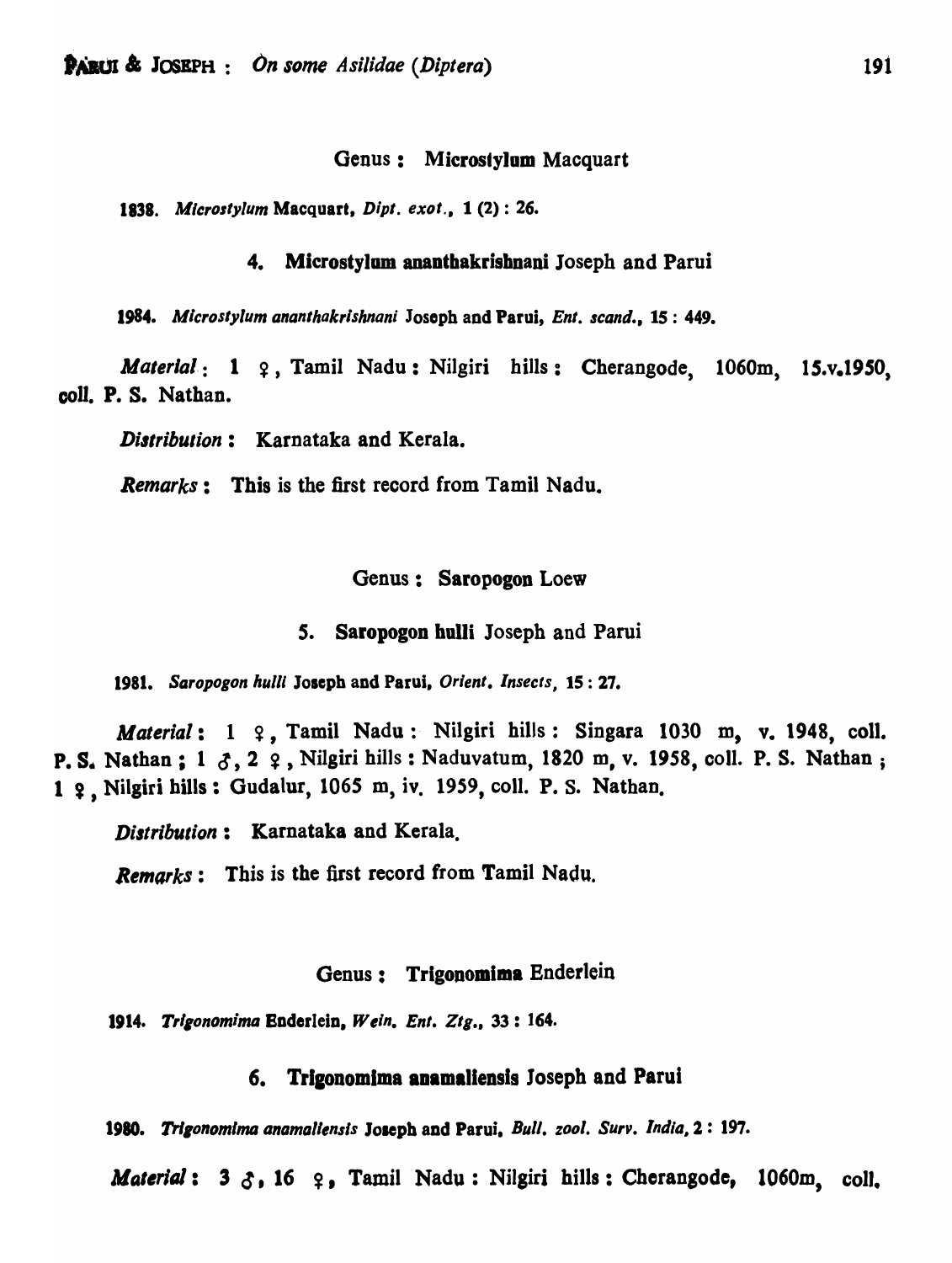Genus : **Microstylum** Macquart

1838. *Microstylum* Macquart, *Dipt. exot.*, 1 (2) : 26.

### 4. Microstylum ananthakrishnani Joseph and Parui

1984. *Microstylum ananthakrishnani* Joseph and Parui, *Ent. scand.*, 15 : 449.

*Material* : 1 ♀, Tamil Nadu : Nilgiri hills : Cherangode, 1060m, 15.v.1950, coll. P. S. Nathan.

*Distribution* : Karnataka and Kerala.

*Remarks* : This is the first record from Tamil Nadu.

Genus : **Saropogon** Loew

### 5. Saropogon hulli Joseph and Parui

1981. *Saropogon hulli* Joseph and Parui, *Orient. Insects*, 15 : 27.

*Material* : 1 ♀, Tamil Nadu : Nilgiri hills : Singara 1030 m, v. 1948, coll. P. S. Nathan ; 1 ♂, 2 ♀, Nilgiri hills : Naduvatum, 1820 m, v. 1958, coll. P. S. Nathan ; 1 ♀, Nilgiri hills : Gudalur, 1065 m, iv. 1959, coll. P. S. Nathan.

*Distribution* : Karnataka and Kerala.

*Remarks* : This is the first record from Tamil Nadu.

Genus : **Trigonomima** Enderlein

1914. *Trigonomima* Enderlein, *Wein. Ent. Ztg.*, 33 : 164.

### 6. Trigonomima anamaliensis Joseph and Parui

1980. *Trigonomima anamaliensis* Joseph and Parui, *Bull. zool. Surv. India*, 2 : 197.

*Material* : 3 ♂, 16 ♀, Tamil Nadu : Nilgiri hills : Cherangode, 1060m, coll.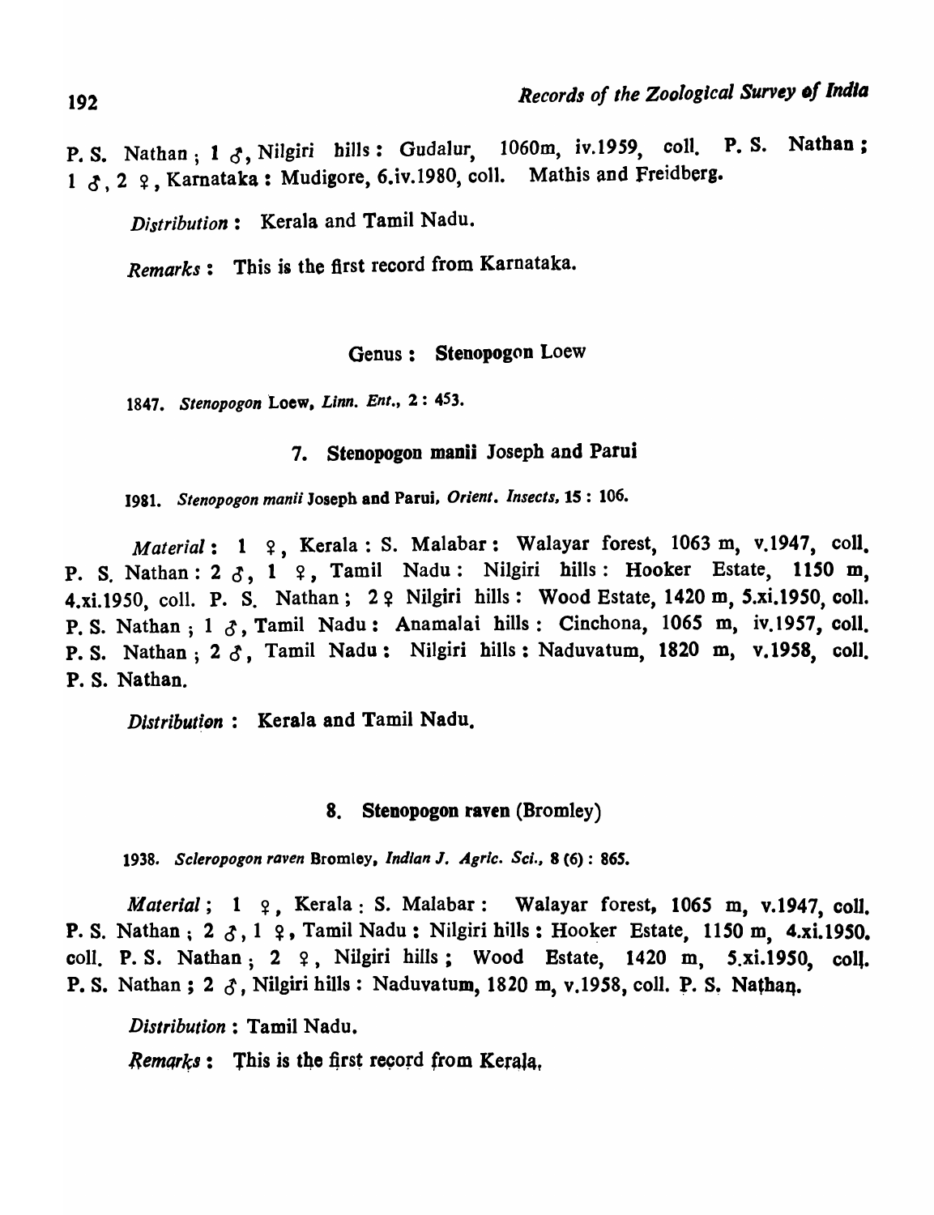P. S. Nathan ; 1 ♂, Nilgiri hills : Gudalur, 1060m, iv.1959, coll. P. S. Nathan ; 1 ♂, 2 ♀, Karnataka : Mudigore, 6.iv.1980, coll. Mathis and Freidberg.

*Distribution* : Kerala and Tamil Nadu.

*Remarks* : This is the first record from Karnataka.

### Genus : Stenopogon Loew

1847. *Stenopogon* Loew, *Linn. Ent.*, 2 : 453.

#### 7. Stenopogon manii Joseph and Parui

1981. *Stenopogon manii* Joseph and Parui, *Orient. Insects*, 15 : 106.

*Material* : 1 ♀, Kerala : S. Malabar : Walayar forest, 1063 m, v.1947, coll. P. S. Nathan : 2 ♂, 1 ♀, Tamil Nadu : Nilgiri hills : Hooker Estate, 1150 m, 4.xi.1950, coll. P. S. Nathan ; 2 ♀ Nilgiri hills : Wood Estate, 1420 m, 5.xi.1950, coll. P. S. Nathan ; 1 ♂, Tamil Nadu : Anamalai hills : Cinchona, 1065 m, iv.1957, coll. P. S. Nathan ; 2 ♂, Tamil Nadu : Nilgiri hills : Naduvatum, 1820 m, v.1958, coll. P. S. Nathan.

*Distribution* : Kerala and Tamil Nadu.

#### 8. Stenopogon raven (Bromley)

1938. *Scleropogon raven* Bromley, *Indian J. Agric. Sci.*, 8 (6) : 865.

*Material* ; 1 ♀, Kerala : S. Malabar : Walayar forest, 1065 m, v.1947, coll. P. S. Nathan ; 2 ♂, 1 ♀, Tamil Nadu : Nilgiri hills : Hooker Estate, 1150 m, 4.xi.1950. coll. P. S. Nathan ; 2 ♀, Nilgiri hills ; Wood Estate, 1420 m, 5.xi.1950, coll. P. S. Nathan ; 2 ♂, Nilgiri hills : Naduvatum, 1820 m, v.1958, coll. P. S. Nathan.

*Distribution* : Tamil Nadu.

*Remarks* : This is the first record from Kerala.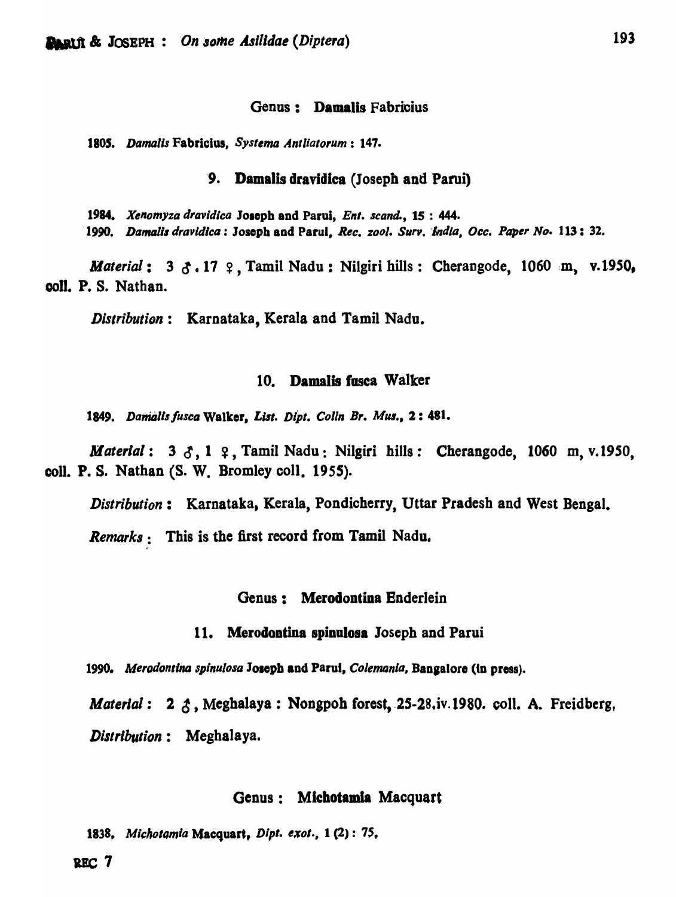### Genus : **Damalis** Fabricius

1805. *Damalis* Fabricius, *Systema Antliatorum* : 147.

#### 9. **Damalis dravidica** (Joseph and Parui)

1984. *Xenomyza dravidica* Joseph and Parui, *Ent. scand.*, 15 : 444.
1990. *Damalis dravidica* : Joseph and Parui, *Rec. zool. Surv. India, Occ. Paper No.* 113 : 32.

*Material* : 3 ♂, 17 ♀, Tamil Nadu : Nilgiri hills : Cherangode, 1060 m, v.1950, coll. P. S. Nathan.

*Distribution* : Karnataka, Kerala and Tamil Nadu.

#### 10. **Damalis fusca** Walker

1849. *Damalis fusca* Walker, *List. Dipt. Colln Br. Mus.*, 2 : 481.

*Material* : 3 ♂, 1 ♀, Tamil Nadu : Nilgiri hills : Cherangode, 1060 m, v.1950, coll. P. S. Nathan (S. W. Bromley coll. 1955).

*Distribution* : Karnataka, Kerala, Pondicherry, Uttar Pradesh and West Bengal.

*Remarks* : This is the first record from Tamil Nadu.

### Genus : **Merodontina** Enderlein

#### 11. **Merodontina spinulosa** Joseph and Parui

1990. *Merodontina spinulosa* Joseph and Parui, *Colemania*, Bangalore (in press).

*Material* : 2 ♂, Meghalaya : Nongpoh forest, 25-28.iv.1980. coll. A. Freidberg,

*Distribution* : Meghalaya.

### Genus : **Michotamia** Macquart

1838. *Michotamia* Macquart, *Dipt. exot.*, 1 (2) : 75.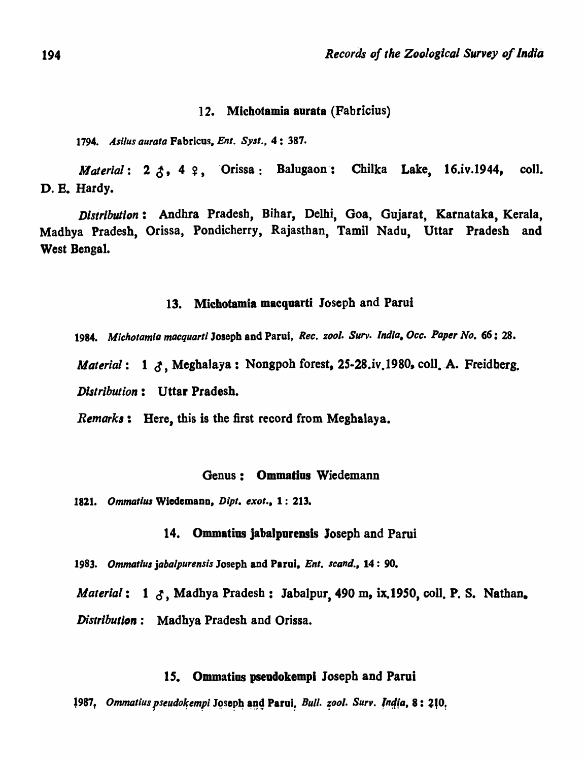### 12. **Michotamia aurata** (Fabricius)

1794. *Asilus aurata* Fabricus, *Ent. Syst.*, 4 : 387.

*Material* : 2 ♂, 4 ♀, Orissa : Balugaon : Chilka Lake, 16.iv.1944, coll. D. E. Hardy.

*Distribution* : Andhra Pradesh, Bihar, Delhi, Goa, Gujarat, Karnataka, Kerala, Madhya Pradesh, Orissa, Pondicherry, Rajasthan, Tamil Nadu, Uttar Pradesh and West Bengal.

### 13. **Michotamia macquarti** Joseph and Parui

1984. *Michotamia macquarti* Joseph and Parui, *Rec. zool. Surv. India, Occ. Paper No.* 66 : 28.

*Material* : 1 ♂, Meghalaya : Nongpoh forest, 25-28.iv.1980, coll. A. Freidberg.

*Distribution* : Uttar Pradesh.

*Remarks* : Here, this is the first record from Meghalaya.

## Genus : **Ommatius** Wiedemann

1821. *Ommatius* Wiedemann, *Dipt. exot.*, 1 : 213.

### 14. **Ommatius jabalpurensis** Joseph and Parui

1983. *Ommatius jabalpurensis* Joseph and Parui, *Ent. scand.*, 14 : 90.

*Material* : 1 ♂, Madhya Pradesh : Jabalpur, 490 m, ix.1950, coll. P. S. Nathan.

*Distribution* : Madhya Pradesh and Orissa.

### 15. **Ommatius pseudokempi** Joseph and Parui

1987. *Ommatius pseudokempi* Joseph and Parui, *Bull. zool. Surv. India*, 8 : 210.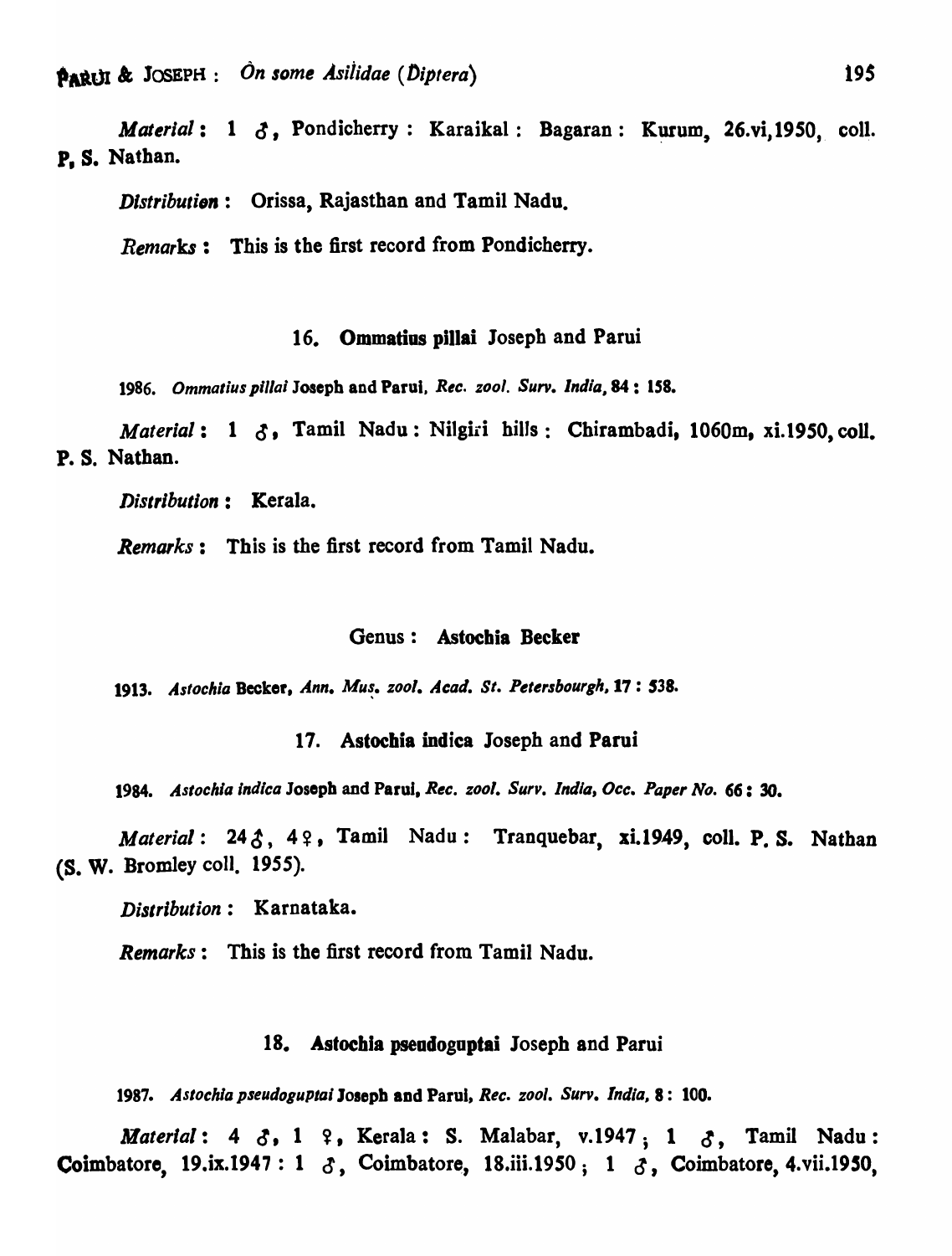*Material*: 1 ♂, Pondicherry : Karaikal : Bagaran : Kurum, 26.vi,1950, coll. P, S. Nathan.

*Distribution* : Orissa, Rajasthan and Tamil Nadu.

*Remarks* : This is the first record from Pondicherry.

### 16. **Ommatius pillai** Joseph and Parui

1986. *Ommatius pillai* Joseph and Parui, *Rec. zool. Surv. India*, **84** : 158.

*Material* : 1 ♂, Tamil Nadu : Nilgiri hills : Chirambadi, 1060m, xi.1950, coll. P. S. Nathan.

*Distribution* : Kerala.

*Remarks* : This is the first record from Tamil Nadu.

## Genus : **Astochia Becker**

1913. *Astochia* Becker, *Ann. Mus. zool. Acad. St. Petersbourgh*, **17** : 538.

### 17. **Astochia indica** Joseph and Parui

1984. *Astochia indica* Joseph and Parui, *Rec. zool. Surv. India, Occ. Paper No. 66* : 30.

*Material* : 24 ♂, 4 ♀, Tamil Nadu : Tranquebar, xi.1949, coll. P. S. Nathan (S. W. Bromley coll. 1955).

*Distribution* : Karnataka.

*Remarks* : This is the first record from Tamil Nadu.

### 18. **Astochia pseudoguptai** Joseph and Parui

1987. *Astochia pseudoguptai* Joseph and Parui, *Rec. zool. Surv. India*, **8** : 100.

*Material* : 4 ♂, 1 ♀, Kerala : S. Malabar, v.1947 ; 1 ♂, Tamil Nadu : Coimbatore, 19.ix.1947 : 1 ♂, Coimbatore, 18.iii.1950 ; 1 ♂, Coimbatore, 4.vii.1950,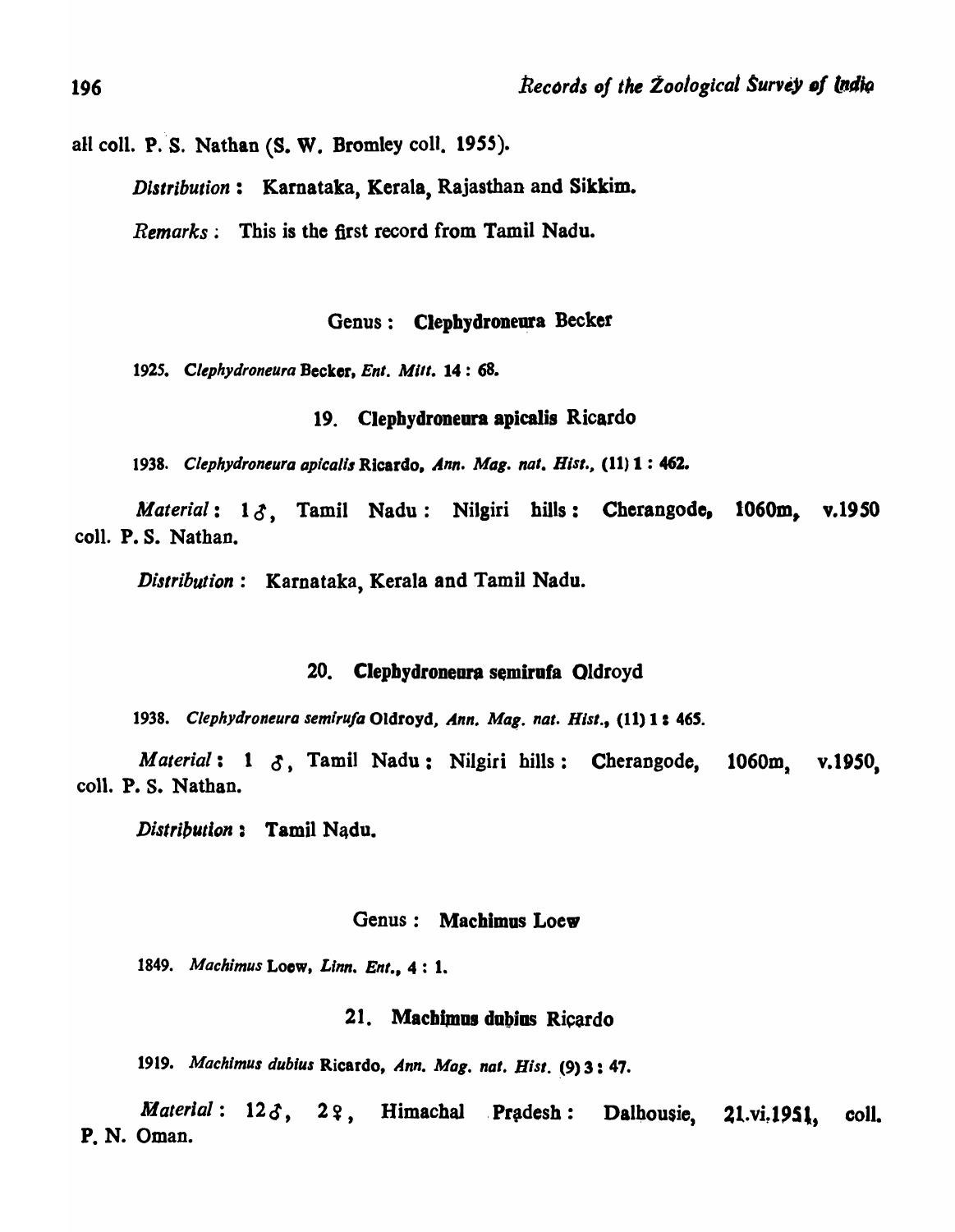all coll. P. S. Nathan (S. W. Bromley coll. 1955).

*Distribution* : Karnataka, Kerala, Rajasthan and Sikkim.

*Remarks* : This is the first record from Tamil Nadu.

## Genus : **Clephydroneura** Becker

1925. *Clephydroneura* Becker, *Ent. Mitt.* 14 : 68.

### 19. **Clephydroneura apicalis** Ricardo

1938. *Clephydroneura apicalis* Ricardo, *Ann. Mag. nat. Hist.*, (11) 1 : 462.

*Material* : 1 ♂, Tamil Nadu : Nilgiri hills : Cherangode, 1060m, v.1950 coll. P. S. Nathan.

*Distribution* : Karnataka, Kerala and Tamil Nadu.

### 20. **Clephydroneura semirufa** Oldroyd

1938. *Clephydroneura semirufa* Oldroyd, *Ann. Mag. nat. Hist.*, (11) 1 : 465.

*Material* : 1 ♂, Tamil Nadu : Nilgiri hills : Cherangode, 1060m, v.1950, coll. P. S. Nathan.

*Distribution* : Tamil Nadu.

## Genus : **Machimus** Loew

1849. *Machimus* Loew, *Linn. Ent.*, 4 : 1.

### 21. **Machimus dubius** Ricardo

1919. *Machimus dubius* Ricardo, *Ann. Mag. nat. Hist.* (9) 3 : 47.

*Material* : 12 ♂, 2 ♀, Himachal Pradesh : Dalhousie, 21.vi.1951, coll. P. N. Oman.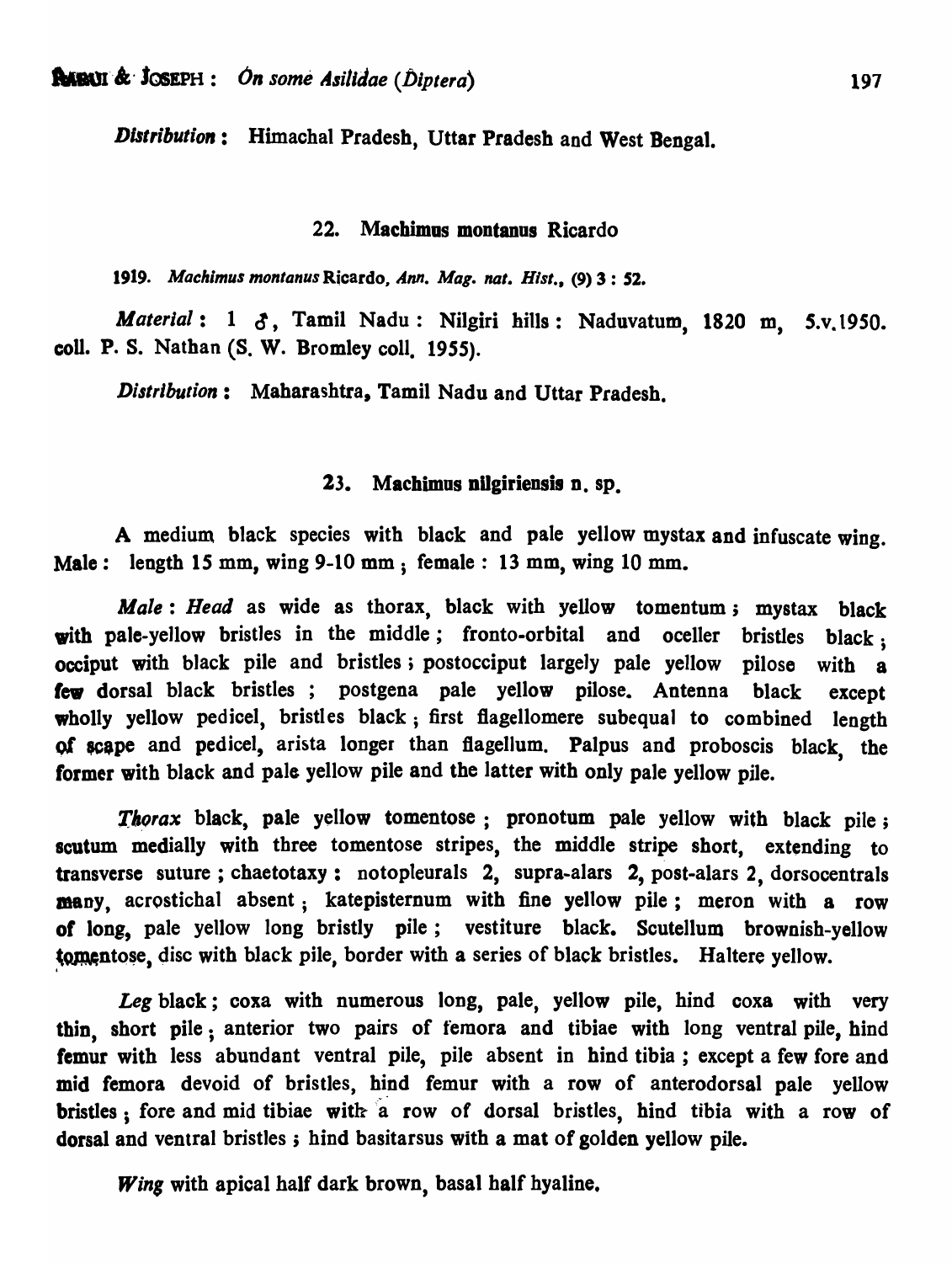*Distribution* : Himachal Pradesh, Uttar Pradesh and West Bengal.

### 22. Machimus montanus Ricardo

1919. *Machimus montanus* Ricardo, *Ann. Mag. nat. Hist.*, (9) 3 : 52.

*Material* : 1 ♂, Tamil Nadu : Nilgiri hills : Naduvatum, 1820 m, 5.v.1950. coll. P. S. Nathan (S. W. Bromley coll. 1955).

*Distribution* : Maharashtra, Tamil Nadu and Uttar Pradesh.

### 23. Machimus nilgiriensis n. sp.

A medium black species with black and pale yellow mystax and infuscate wing. Male : length 15 mm, wing 9-10 mm ; female : 13 mm, wing 10 mm.

*Male* : *Head* as wide as thorax, black with yellow tomentum ; mystax black with pale-yellow bristles in the middle ; fronto-orbital and oceller bristles black ; occiput with black pile and bristles ; postocciput largely pale yellow pilose with a few dorsal black bristles ; postgena pale yellow pilose. Antenna black except wholly yellow pedicel, bristles black ; first flagellomere subequal to combined length of scape and pedicel, arista longer than flagellum. Palpus and proboscis black, the former with black and pale yellow pile and the latter with only pale yellow pile.

*Thorax* black, pale yellow tomentose ; pronotum pale yellow with black pile ; scutum medially with three tomentose stripes, the middle stripe short, extending to transverse suture ; chaetotaxy : notopleurals 2, supra-alars 2, post-alars 2, dorsocentrals many, acrostichal absent ; katepisternum with fine yellow pile ; meron with a row of long, pale yellow long bristly pile ; vestiture black. Scutellum brownish-yellow tomentose, disc with black pile, border with a series of black bristles. Haltere yellow.

*Leg* black ; coxa with numerous long, pale, yellow pile, hind coxa with very thin, short pile ; anterior two pairs of femora and tibiae with long ventral pile, hind femur with less abundant ventral pile, pile absent in hind tibia ; except a few fore and mid femora devoid of bristles, hind femur with a row of anterodorsal pale yellow bristles ; fore and mid tibiae with a row of dorsal bristles, hind tibia with a row of dorsal and ventral bristles ; hind basitarsus with a mat of golden yellow pile.

*Wing* with apical half dark brown, basal half hyaline.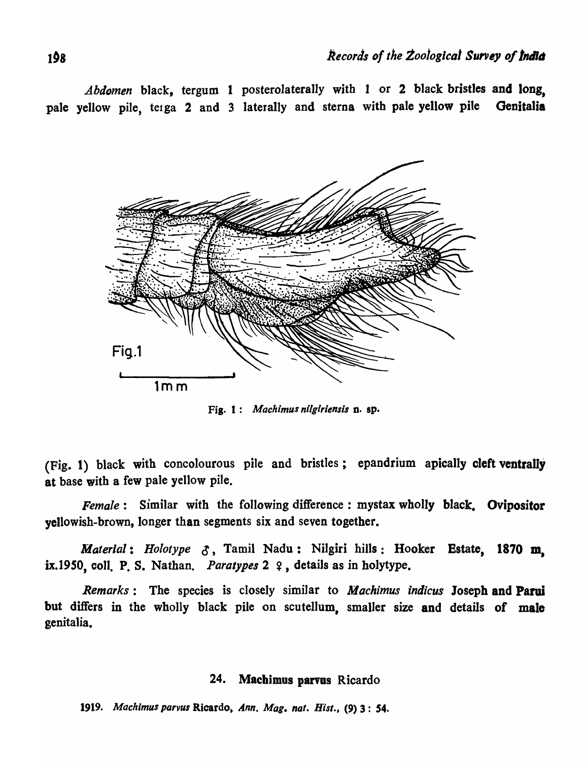*Abdomen* black, tergum 1 posterolaterally with 1 or 2 black bristles and long, pale yellow pile, terga 2 and 3 laterally and sterna with pale yellow pile **Genitalia**

Fig. 1 : *Machimus nilgiriensis* n. sp.

(Fig. 1) black with concolourous pile and bristles ; epandrium apically cleft ventrally at base with a few pale yellow pile.

*Female* : Similar with the following difference : mystax wholly black. **Ovipositor** yellowish-brown, longer than segments six and seven together.

*Material* : *Holotype* ♂, Tamil Nadu : Nilgiri hills : Hooker Estate, 1870 m, ix.1950, coll. P. S. Nathan. *Paratypes* 2 ♀, details as in holytype.

*Remarks* : The species is closely similar to *Machimus indicus* Joseph and Parui but differs in the wholly black pile on scutellum, smaller size and details of male genitalia.

### 24. Machimus parvus Ricardo

1919. *Machimus parvus* Ricardo, *Ann. Mag. nat. Hist.*, (9) 3 : 54.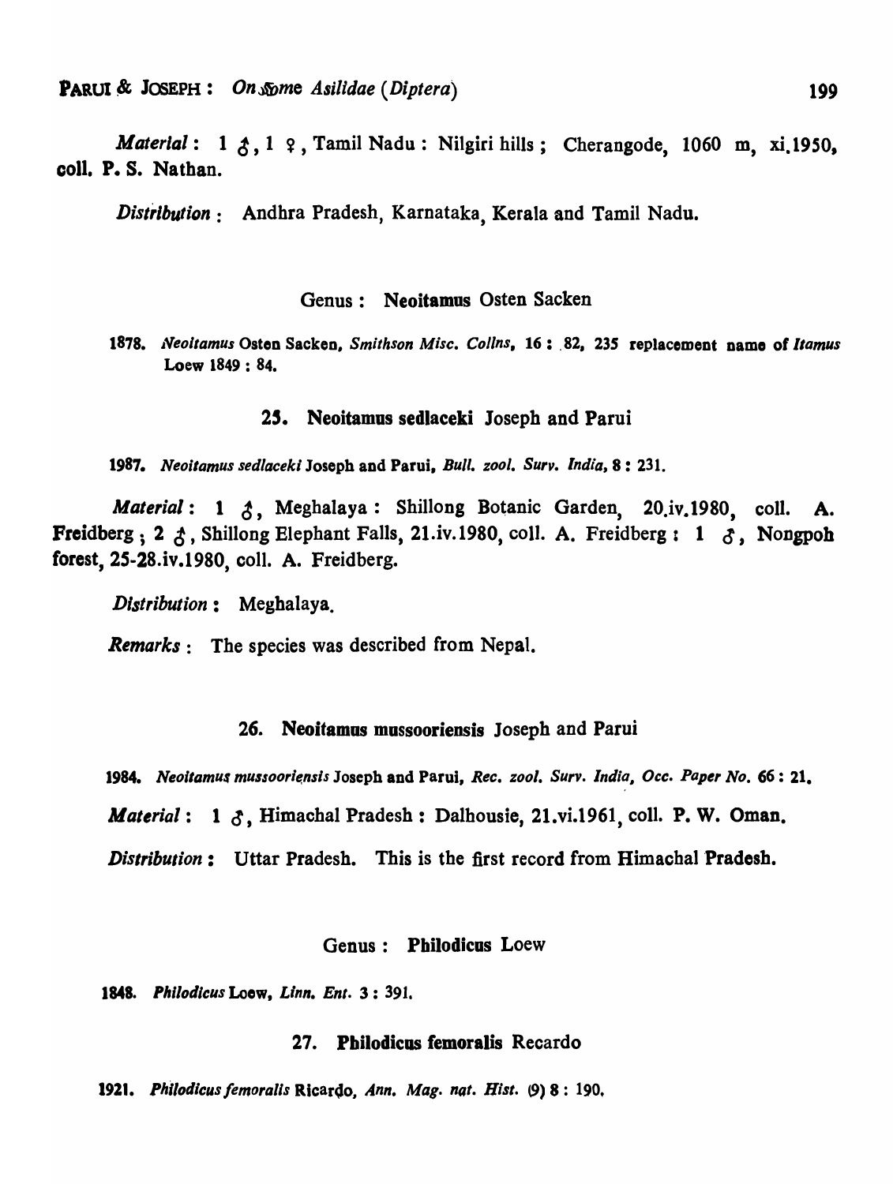*Material*: 1 ♂, 1 ♀, Tamil Nadu : Nilgiri hills ; Cherangode, 1060 m, xi.1950, coll. P. S. Nathan.

*Distribution* : Andhra Pradesh, Karnataka, Kerala and Tamil Nadu.

### Genus : **Neoitamus** Osten Sacken

1878. *Neoitamus* Osten Sacken, *Smithson Misc. Collns*, 16 : 82, 235 replacement name of *Itamus* Loew 1849 : 84.

### 25. **Neoitamus sedlaceki** Joseph and Parui

1987. *Neoitamus sedlaceki* Joseph and Parui, *Bull. zool. Surv. India*, 8 : 231.

*Material* : 1 ♂, Meghalaya : Shillong Botanic Garden, 20.iv.1980, coll. A. Freidberg ; 2 ♂, Shillong Elephant Falls, 21.iv.1980, coll. A. Freidberg : 1 ♂, Nongpoh forest, 25-28.iv.1980, coll. A. Freidberg.

*Distribution* : Meghalaya.

*Remarks* : The species was described from Nepal.

### 26. **Neoitamus mussooriensis** Joseph and Parui

1984. *Neoitamus mussooriensis* Joseph and Parui, *Rec. zool. Surv. India, Occ. Paper No.* 66 : 21.

*Material* : 1 ♂, Himachal Pradesh : Dalhousie, 21.vi.1961, coll. P. W. Oman.

*Distribution* : Uttar Pradesh. This is the first record from Himachal Pradesh.

### Genus : **Philodicus** Loew

1848. *Philodicus* Loew, *Linn. Ent.* 3 : 391.

### 27. **Philodicus femoralis** Recardo

1921. *Philodicus femoralis* Ricardo, *Ann. Mag. nat. Hist.* (9) 8 : 190.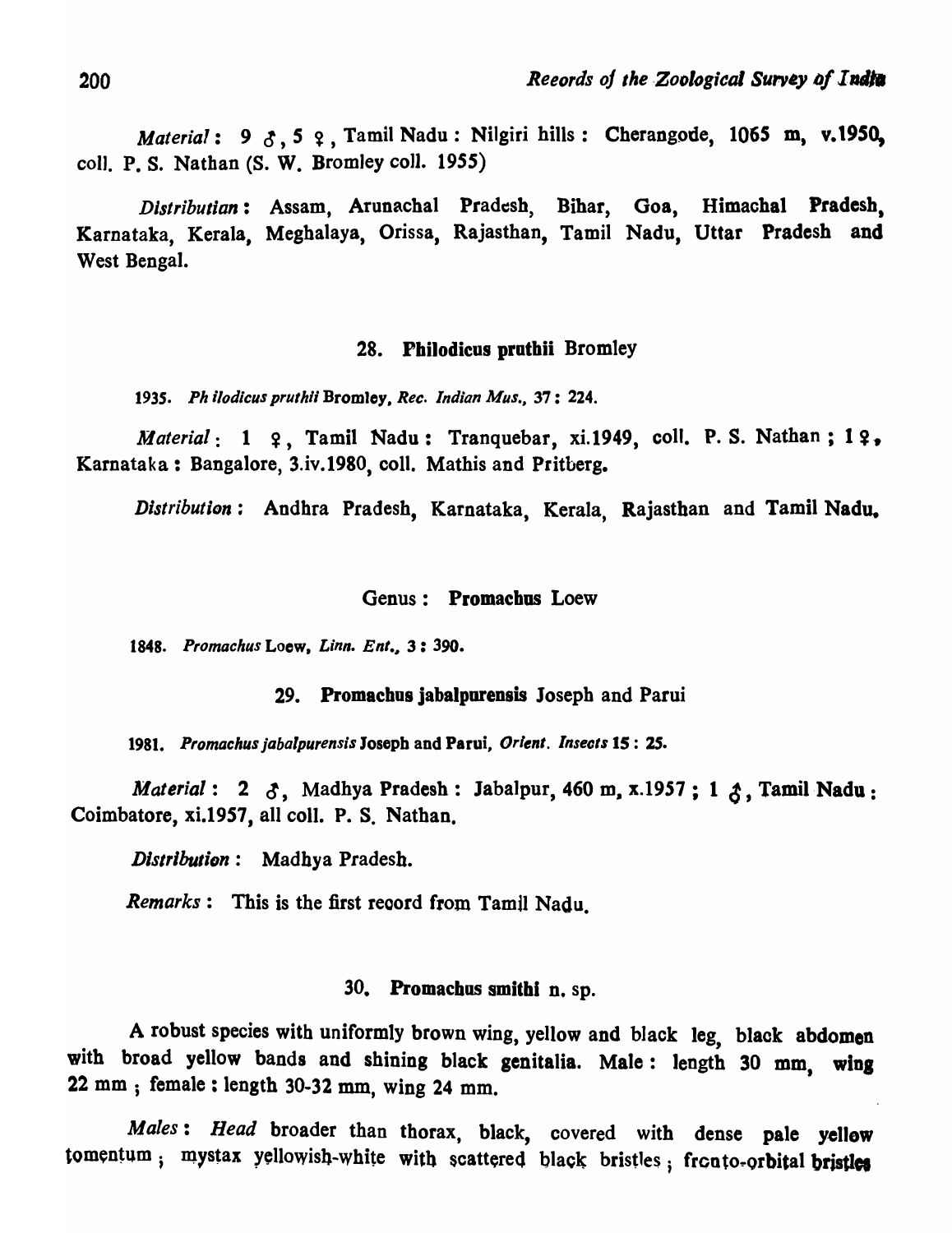*Material*: 9 ♂, 5 ♀, Tamil Nadu: Nilgiri hills: Cherangode, 1065 m, v.1950, coll. P. S. Nathan (S. W. Bromley coll. 1955)

*Distributian*: Assam, Arunachal Pradesh, Bihar, Goa, Himachal Pradesh, Karnataka, Kerala, Meghalaya, Orissa, Rajasthan, Tamil Nadu, Uttar Pradesh and West Bengal.

### 28. **Philodicus pruthii** Bromley

1935. *Ph ilodicus pruthii* Bromley, *Rec. Indian Mus.*, 37: 224.

*Material*: 1 ♀, Tamil Nadu: Tranquebar, xi.1949, coll. P. S. Nathan; 1 ♀, Karnataka: Bangalore, 3.iv.1980, coll. Mathis and Pritberg.

*Distribution*: Andhra Pradesh, Karnataka, Kerala, Rajasthan and Tamil Nadu.

## Genus: **Promachus** Loew

1848. *Promachus* Loew, *Linn. Ent.*, 3: 390.

### 29. **Promachus jabalpurensis** Joseph and Parui

1981. *Promachus jabalpurensis* Joseph and Parui, *Orient. Insects* 15: 25.

*Material*: 2 ♂, Madhya Pradesh: Jabalpur, 460 m, x.1957; 1 ♂, Tamil Nadu: Coimbatore, xi.1957, all coll. P. S. Nathan.

*Distribution*: Madhya Pradesh.

*Remarks*: This is the first reoord from Tamil Nadu.

### 30. **Promachus smithi** n. sp.

A robust species with uniformly brown wing, yellow and black leg, black abdomen with broad yellow bands and shining black genitalia. Male: length 30 mm, wing 22 mm; female: length 30-32 mm, wing 24 mm.

*Males*: *Head* broader than thorax, black, covered with dense pale yellow tomentum; mystax yellowish-white with scattered black bristles; fronto-orbital bristles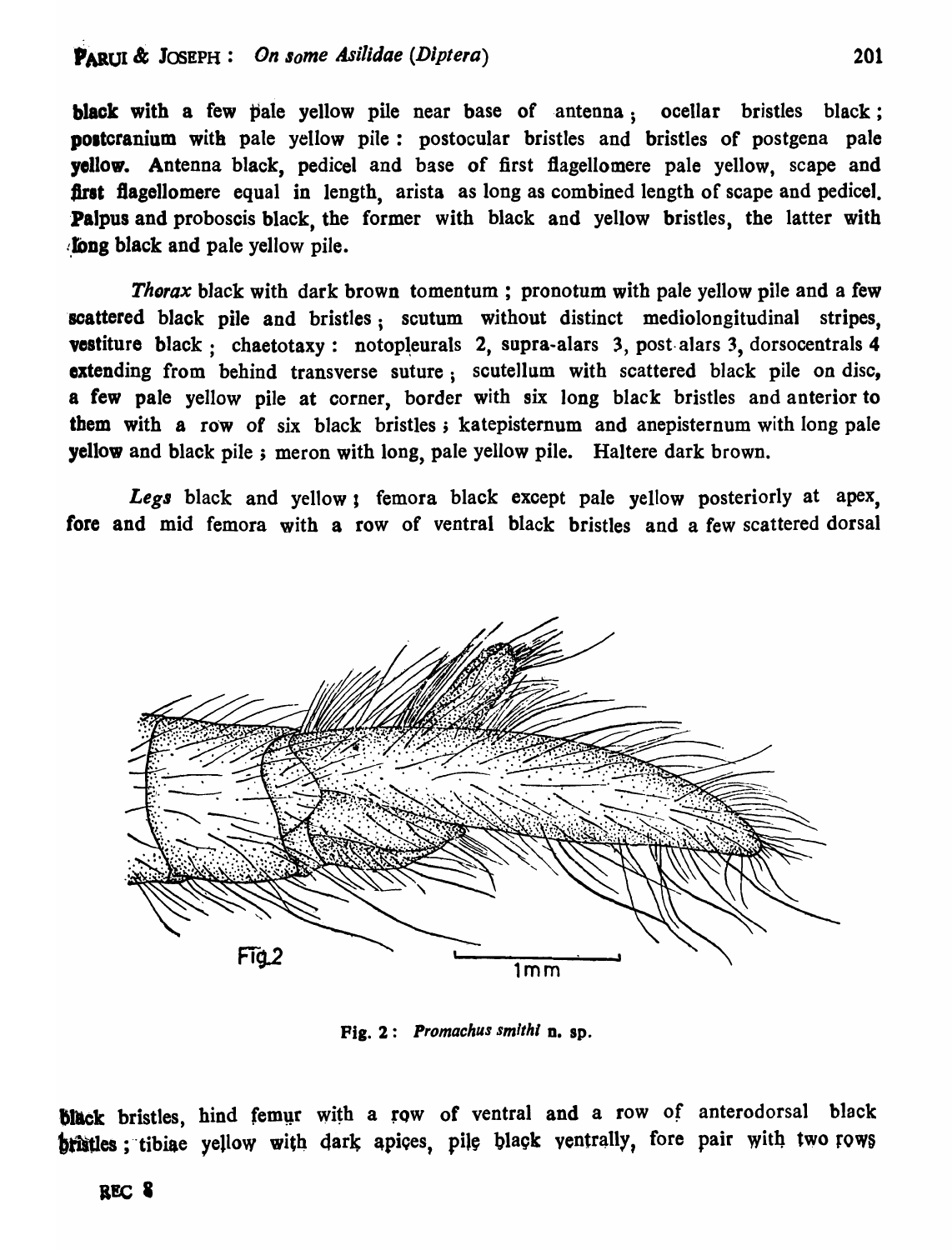**black** with a few pale yellow pile near base of antenna; ocellar bristles black; **postcranium** with pale yellow pile: postocular bristles and bristles of postgena pale **yellow**. Antenna black, pedicel and base of first flagellomere pale yellow, scape and **first flagellomere** equal in length, arista as long as combined length of scape and pedicel. **Palpus** and proboscis black, the former with black and yellow bristles, the latter with long black and pale yellow pile.

*Thorax* black with dark brown tomentum; pronotum with pale yellow pile and a few scattered black pile and bristles; scutum without distinct mediolongitudinal stripes, vestiture black; chaetotaxy: notopleurals 2, supra-alars 3, post-alars 3, dorsocentrals 4 extending from behind transverse suture; scutellum with scattered black pile on disc, a few pale yellow pile at corner, border with six long black bristles and anterior to them with a row of six black bristles; katepisternum and anepisternum with long pale yellow and black pile; meron with long, pale yellow pile. Haltere dark brown.

*Legs* black and yellow; femora black except pale yellow posteriorly at apex, fore and mid femora with a row of ventral black bristles and a few scattered dorsal

Fig. 2: *Promachus smithi* n. sp.

black bristles, hind femur with a row of ventral and a row of anterodorsal black bristles; tibiae yellow with dark apices, pile black ventrally, fore pair with two rows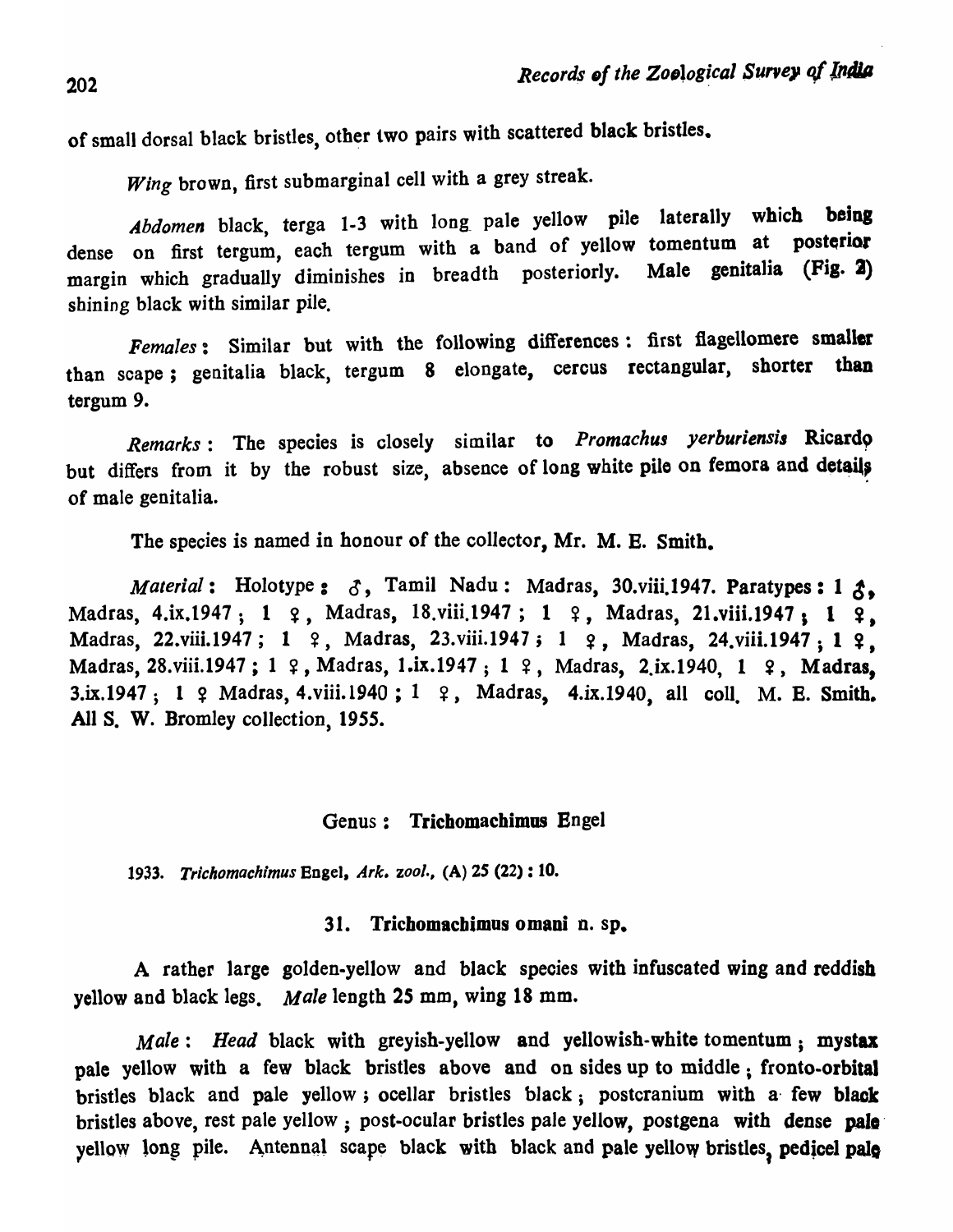of small dorsal black bristles, other two pairs with scattered black bristles.

*Wing* brown, first submarginal cell with a grey streak.

*Abdomen* black, terga 1-3 with long pale yellow pile laterally which being dense on first tergum, each tergum with a band of yellow tomentum at posterior margin which gradually diminishes in breadth posteriorly. Male genitalia (Fig. 2) shining black with similar pile.

*Females*: Similar but with the following differences: first flagellomere smaller than scape; genitalia black, tergum 8 elongate, cercus rectangular, shorter than tergum 9.

*Remarks*: The species is closely similar to *Promachus yerburiensis* Ricardo but differs from it by the robust size, absence of long white pile on femora and details of male genitalia.

The species is named in honour of the collector, Mr. M. E. Smith.

*Material*: Holotype: ♂, Tamil Nadu: Madras, 30.viii.1947. Paratypes: 1 ♂, Madras, 4.ix.1947; 1 ♀, Madras, 18.viii.1947; 1 ♀, Madras, 21.viii.1947; 1 ♀, Madras, 22.viii.1947; 1 ♀, Madras, 23.viii.1947; 1 ♀, Madras, 24.viii.1947; 1 ♀, Madras, 28.viii.1947; 1 ♀, Madras, 1.ix.1947; 1 ♀, Madras, 2.ix.1940, 1 ♀, Madras, 3.ix.1947; 1 ♀ Madras, 4.viii.1940; 1 ♀, Madras, 4.ix.1940, all coll. M. E. Smith. All S. W. Bromley collection, 1955.

## Genus: Trichomachimus Engel

1933. *Trichomachimus* Engel, *Ark. zool.*, (A) 25 (22): 10.

### 31. Trichomachimus omani n. sp.

A rather large golden-yellow and black species with infuscated wing and reddish yellow and black legs. *Male* length 25 mm, wing 18 mm.

*Male*: *Head* black with greyish-yellow and yellowish-white tomentum; mystax pale yellow with a few black bristles above and on sides up to middle; fronto-orbital bristles black and pale yellow; ocellar bristles black; postcranium with a few black bristles above, rest pale yellow; post-ocular bristles pale yellow, postgena with dense pale yellow long pile. Antennal scape black with black and pale yellow bristles, pedicel pale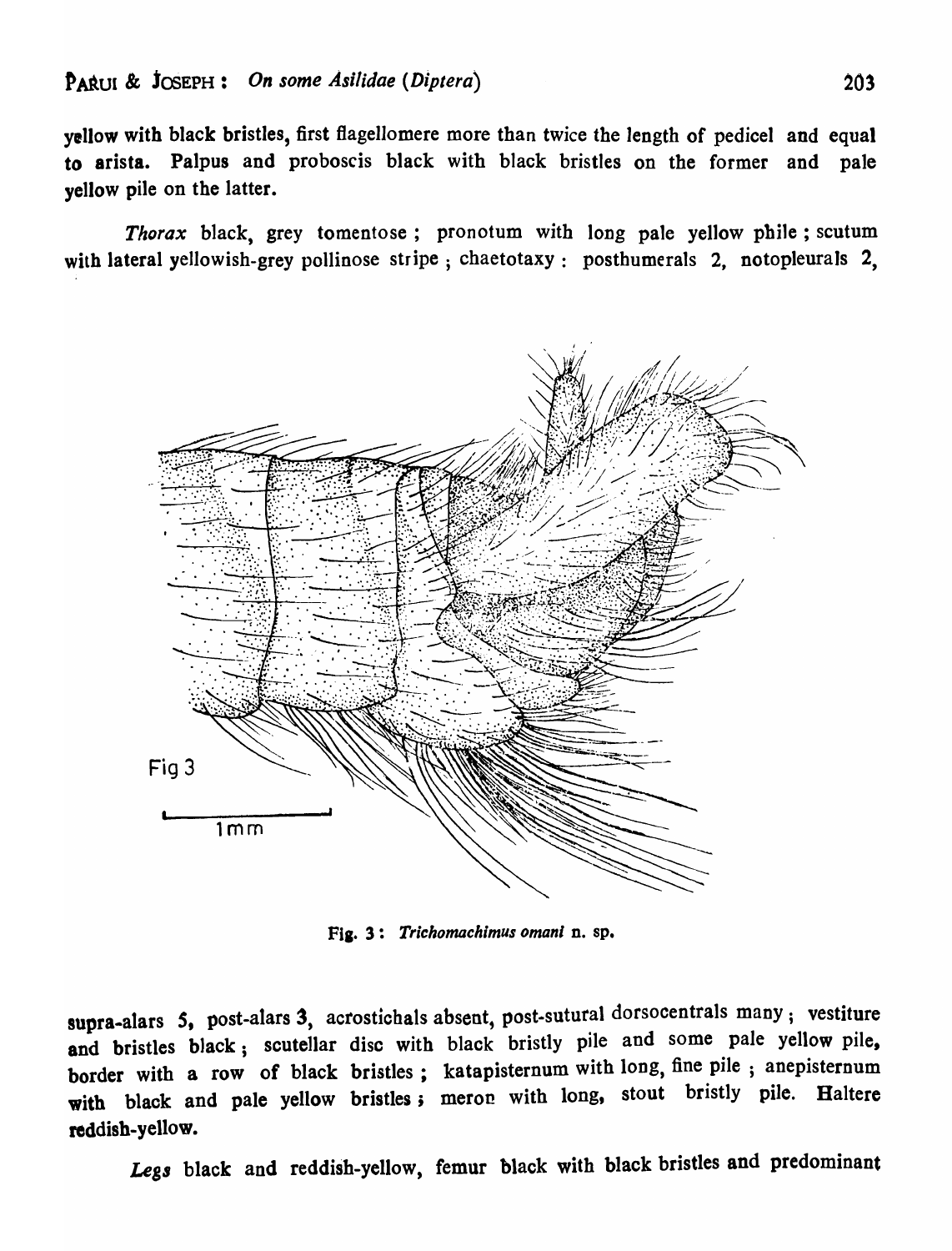yellow with black bristles, first flagellomere more than twice the length of pedicel and equal to arista. Palpus and proboscis black with black bristles on the former and pale yellow pile on the latter.

*Thorax* black, grey tomentose ; pronotum with long pale yellow phile ; scutum with lateral yellowish-grey pollinose stripe ; chaetotaxy : posthumerals 2, notopleurals 2,

Fig. 3 : *Trichomachimus omani* n. sp.

supra-alars 5, post-alars 3, acrostichals absent, post-sutural dorsocentrals many ; vestiture and bristles black ; scutellar disc with black bristly pile and some pale yellow pile, border with a row of black bristles ; katapisternum with long, fine pile ; anepisternum with black and pale yellow bristles ; meron with long, stout bristly pile. Haltere reddish-yellow.

*Legs* black and reddish-yellow, femur black with black bristles and predominant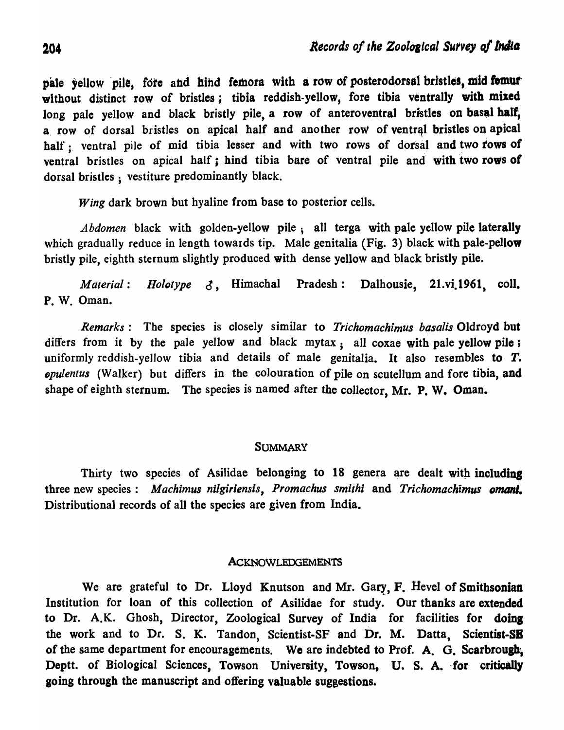pale yellow pile, fore and hind femora with a row of posterodorsal bristles, mid femur without distinct row of bristles; tibia reddish-yellow, fore tibia ventrally with mixed long pale yellow and black bristly pile, a row of anteroventral bristles on basal half, a row of dorsal bristles on apical half and another row of ventral bristles on apical half; ventral pile of mid tibia lesser and with two rows of dorsal and two rows of ventral bristles on apical half; hind tibia bare of ventral pile and with two rows of dorsal bristles; vestiture predominantly black.

*Wing* dark brown but hyaline from base to posterior cells.

*Abdomen* black with golden-yellow pile; all terga with pale yellow pile laterally which gradually reduce in length towards tip. Male genitalia (Fig. 3) black with pale-pellow bristly pile, eighth sternum slightly produced with dense yellow and black bristly pile.

*Material*: *Holotype* ♂, Himachal Pradesh: Dalhousie, 21.vi.1961, coll. P. W. Oman.

*Remarks*: The species is closely similar to *Trichomachimus basalis* Oldroyd but differs from it by the pale yellow and black mytax; all coxae with pale yellow pile; uniformly reddish-yellow tibia and details of male genitalia. It also resembles to *T. opulentus* (Walker) but differs in the colouration of pile on scutellum and fore tibia, and shape of eighth sternum. The species is named after the collector, Mr. P. W. Oman.

## SUMMARY

Thirty two species of Asilidae belonging to 18 genera are dealt with including three new species: *Machimus nilgiriensis*, *Promachus smithi* and *Trichomachimus omani*. Distributional records of all the species are given from India.

## ACKNOWLEDGEMENTS

We are grateful to Dr. Lloyd Knutson and Mr. Gary, F. Hevel of Smithsonian Institution for loan of this collection of Asilidae for study. Our thanks are extended to Dr. A.K. Ghosh, Director, Zoological Survey of India for facilities for doing the work and to Dr. S. K. Tandon, Scientist-SF and Dr. M. Datta, Scientist-SE of the same department for encouragements. We are indebted to Prof. A. G. Scarbrough, Deptt. of Biological Sciences, Towson University, Towson, U. S. A. for critically going through the manuscript and offering valuable suggestions.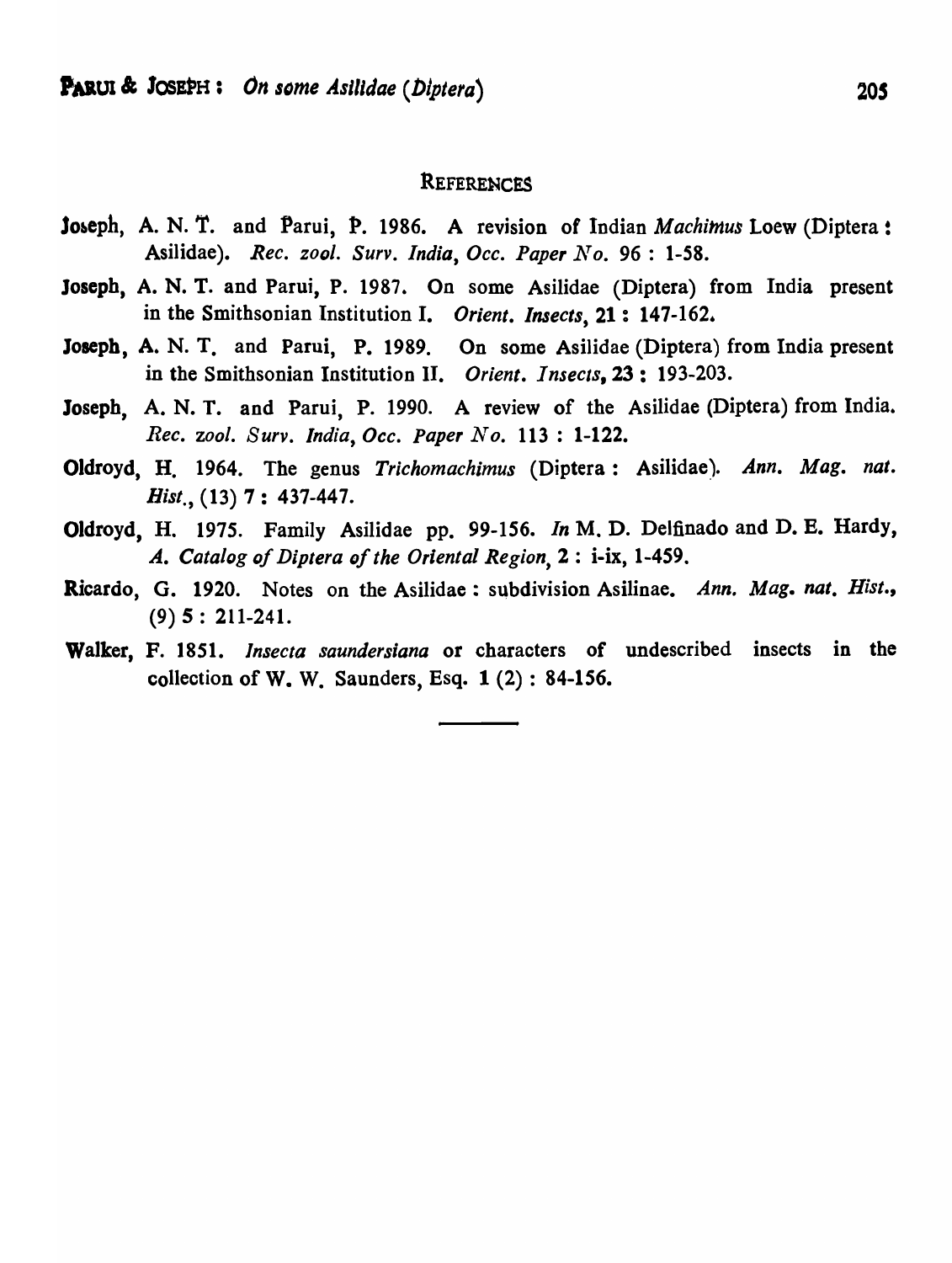## REFERENCES

**Joseph**, A. N. T. and Parui, P. 1986. A revision of Indian *Machimus* Loew (Diptera : Asilidae). *Rec. zool. Surv. India, Occ. Paper No.* 96 : 1-58.

**Joseph**, A. N. T. and Parui, P. 1987. On some Asilidae (Diptera) from India present in the Smithsonian Institution I. *Orient. Insects*, **21** : 147-162.

**Joseph**, A. N. T. and Parui, P. 1989. On some Asilidae (Diptera) from India present in the Smithsonian Institution II. *Orient. Insects*, **23** : 193-203.

**Joseph**, A. N. T. and Parui, P. 1990. A review of the Asilidae (Diptera) from India. *Rec. zool. Surv. India, Occ. Paper No.* 113 : 1-122.

**Oldroyd**, H. 1964. The genus *Trichomachimus* (Diptera : Asilidae). *Ann. Mag. nat. Hist.*, (13) 7 : 437-447.

**Oldroyd**, H. 1975. Family Asilidae pp. 99-156. *In* M. D. Delfinado and D. E. Hardy, *A. Catalog of Diptera of the Oriental Region*, 2 : i-ix, 1-459.

**Ricardo**, G. 1920. Notes on the Asilidae : subdivision Asilinae. *Ann. Mag. nat. Hist.*, (9) 5 : 211-241.

**Walker**, F. 1851. *Insecta saundersiana* or characters of undescribed insects in the collection of W. W. Saunders, Esq. 1 (2) : 84-156.